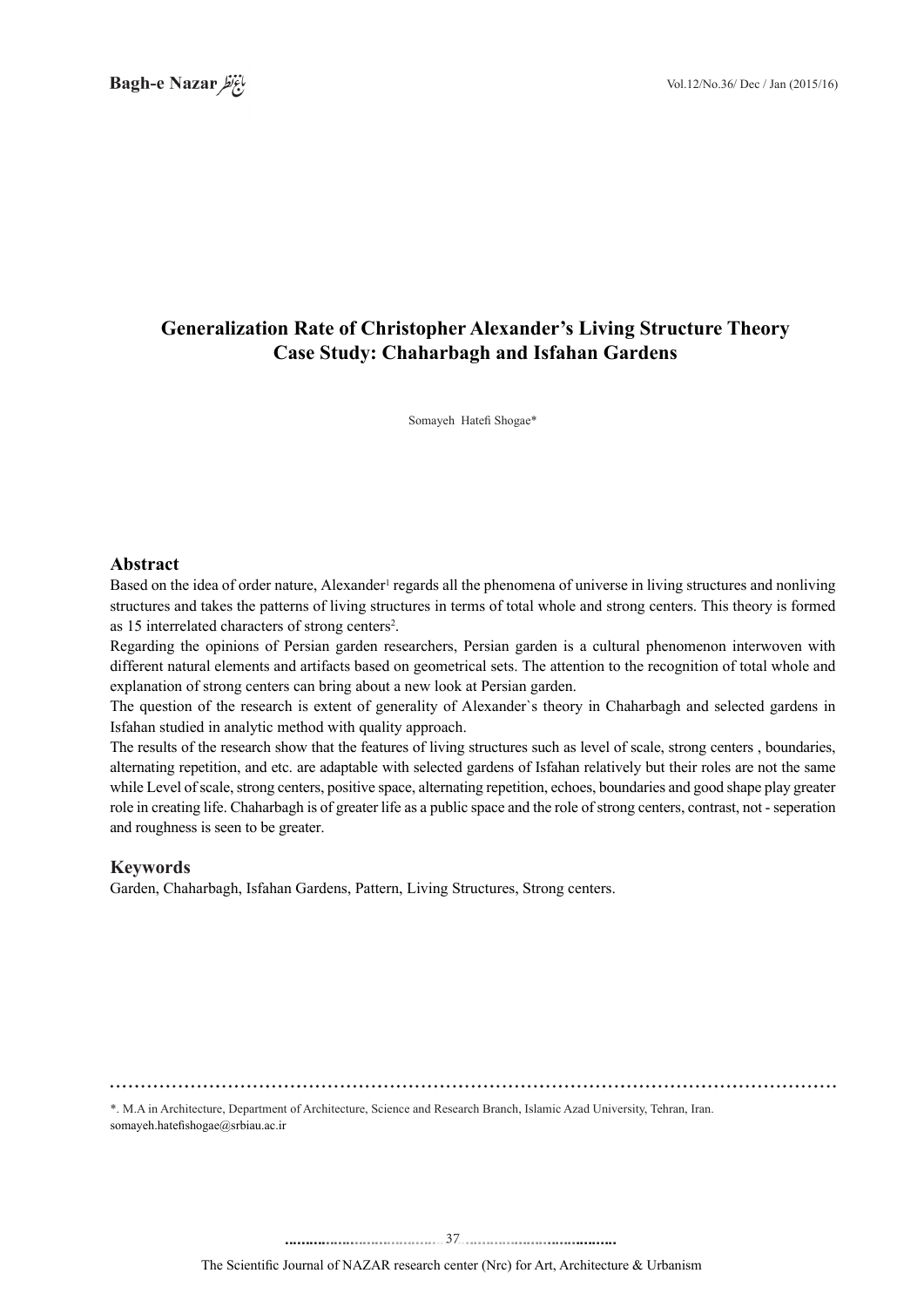# Generalization Rate of Christopher Alexander's Living Structure Theory
## Case Study: Chaharbagh and Isfahan Gardens

Somayeh Hatefi Shogae*

## Abstract

Based on the idea of order nature, Alexander[1] regards all the phenomena of universe in living structures and nonliving structures and takes the patterns of living structures in terms of total whole and strong centers. This theory is formed as 15 interrelated characters of strong centers[2].

Regarding the opinions of Persian garden researchers, Persian garden is a cultural phenomenon interwoven with different natural elements and artifacts based on geometrical sets. The attention to the recognition of total whole and explanation of strong centers can bring about a new look at Persian garden.

The question of the research is extent of generality of Alexander`s theory in Chaharbagh and selected gardens in Isfahan studied in analytic method with quality approach.

The results of the research show that the features of living structures such as level of scale, strong centers , boundaries, alternating repetition, and etc. are adaptable with selected gardens of Isfahan relatively but their roles are not the same while Level of scale, strong centers, positive space, alternating repetition, echoes, boundaries and good shape play greater role in creating life. Chaharbagh is of greater life as a public space and the role of strong centers, contrast, not - seperation and roughness is seen to be greater.

## Keywords

Garden, Chaharbagh, Isfahan Gardens, Pattern, Living Structures, Strong centers.

---

*. M.A in Architecture, Department of Architecture, Science and Research Branch, Islamic Azad University, Tehran, Iran.
somayeh.hatefishogae@srbiau.ac.ir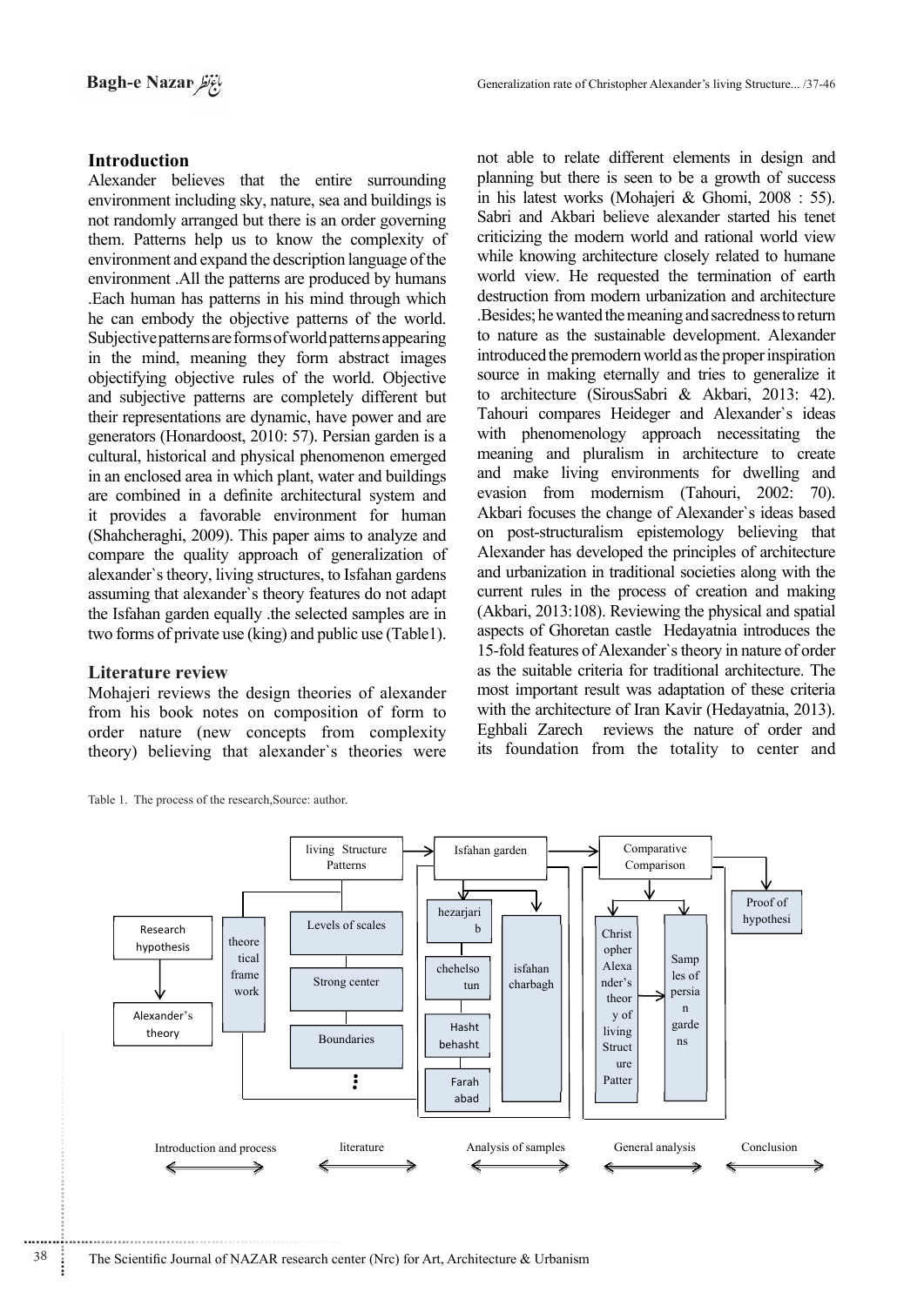## Introduction

Alexander believes that the entire surrounding environment including sky, nature, sea and buildings is not randomly arranged but there is an order governing them. Patterns help us to know the complexity of environment and expand the description language of the environment .All the patterns are produced by humans .Each human has patterns in his mind through which he can embody the objective patterns of the world. Subjective patterns are forms of world patterns appearing in the mind, meaning they form abstract images objectifying objective rules of the world. Objective and subjective patterns are completely different but their representations are dynamic, have power and are generators (Honardoost, 2010: 57). Persian garden is a cultural, historical and physical phenomenon emerged in an enclosed area in which plant, water and buildings are combined in a definite architectural system and it provides a favorable environment for human (Shahcheraghi, 2009). This paper aims to analyze and compare the quality approach of generalization of alexander`s theory, living structures, to Isfahan gardens assuming that alexander`s theory features do not adapt the Isfahan garden equally .the selected samples are in two forms of private use (king) and public use (Table1).

## Literature review

Mohajeri reviews the design theories of alexander from his book notes on composition of form to order nature (new concepts from complexity theory) believing that alexander`s theories were not able to relate different elements in design and planning but there is seen to be a growth of success in his latest works (Mohajeri & Ghomi, 2008 : 55). Sabri and Akbari believe alexander started his tenet criticizing the modern world and rational world view while knowing architecture closely related to humane world view. He requested the termination of earth destruction from modern urbanization and architecture .Besides; he wanted the meaning and sacredness to return to nature as the sustainable development. Alexander introduced the premodern world as the proper inspiration source in making eternally and tries to generalize it to architecture (SirousSabri & Akbari, 2013: 42). Tahouri compares Heideger and Alexander`s ideas with phenomenology approach necessitating the meaning and pluralism in architecture to create and make living environments for dwelling and evasion from modernism (Tahouri, 2002: 70). Akbari focuses the change of Alexander`s ideas based on post-structuralism epistemology believing that Alexander has developed the principles of architecture and urbanization in traditional societies along with the current rules in the process of creation and making (Akbari, 2013:108). Reviewing the physical and spatial aspects of Ghoretan castle Hedayatnia introduces the 15-fold features of Alexander`s theory in nature of order as the suitable criteria for traditional architecture. The most important result was adaptation of these criteria with the architecture of Iran Kavir (Hedayatnia, 2013). Eghbali Zarech reviews the nature of order and its foundation from the totality to center and

Table 1. The process of the research,Source: author.

| Introduction and process | literature | Analysis of samples | | General analysis | Conclusion |
|---|---|---|---|---|---|
| Research hypothesis → Alexander's theory | theoretical frame work: living Structure Patterns (Levels of scales; Strong center; Boundaries; ...) | Isfahan garden: hezarjarib; chehelsotun; Hasht behasht; Farah abad | isfahan charbagh | Comparative Comparison: Christopher Alexander's theory of living Structure Patter → Samples of persian gardens | Proof of hypothesi |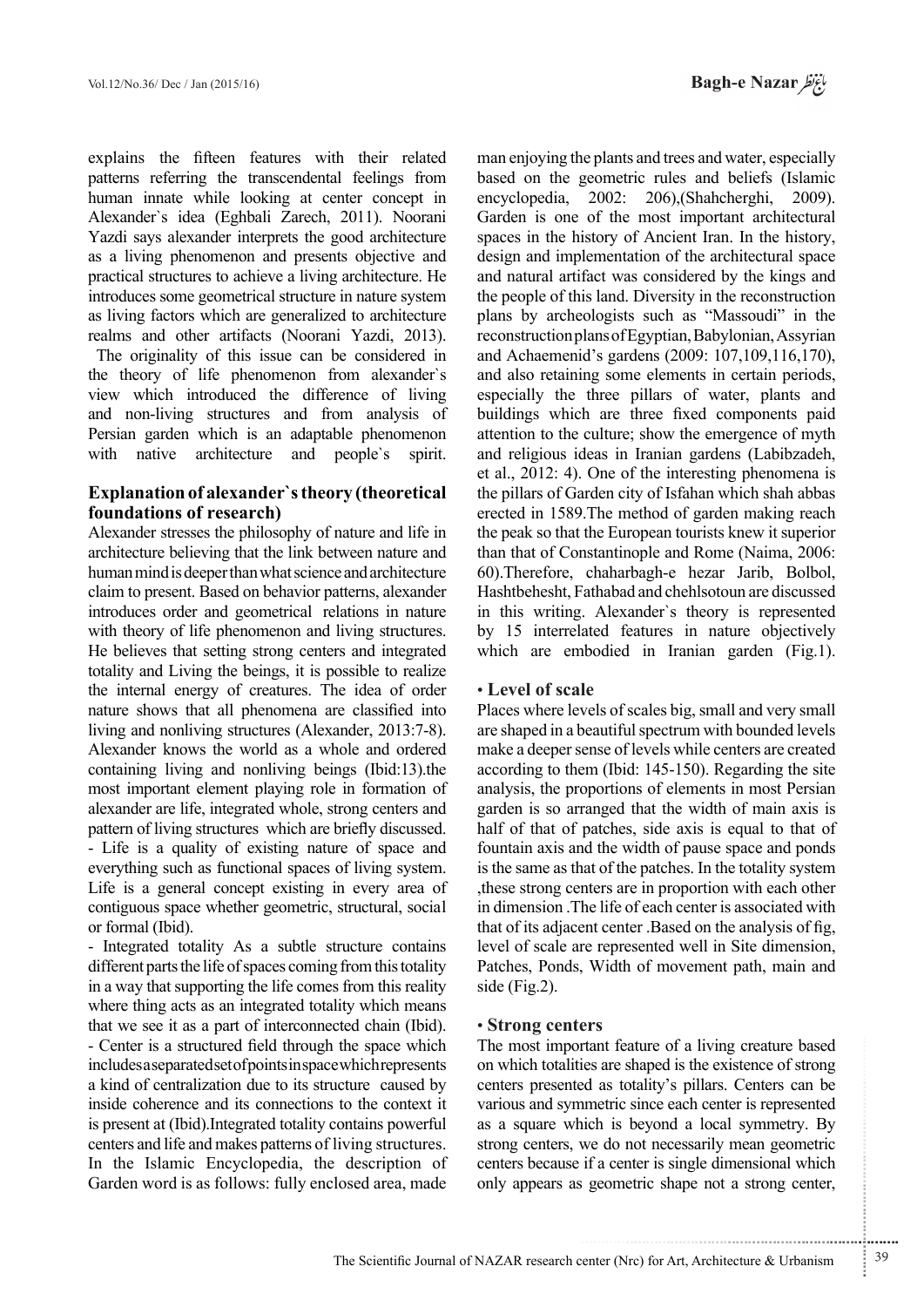explains the fifteen features with their related patterns referring the transcendental feelings from human innate while looking at center concept in Alexander`s idea (Eghbali Zarech, 2011). Noorani Yazdi says alexander interprets the good architecture as a living phenomenon and presents objective and practical structures to achieve a living architecture. He introduces some geometrical structure in nature system as living factors which are generalized to architecture realms and other artifacts (Noorani Yazdi, 2013).

The originality of this issue can be considered in the theory of life phenomenon from alexander`s view which introduced the difference of living and non-living structures and from analysis of Persian garden which is an adaptable phenomenon with native architecture and people`s spirit.

## Explanation of alexander`s theory (theoretical foundations of research)

Alexander stresses the philosophy of nature and life in architecture believing that the link between nature and human mind is deeper than what science and architecture claim to present. Based on behavior patterns, alexander introduces order and geometrical relations in nature with theory of life phenomenon and living structures. He believes that setting strong centers and integrated totality and Living the beings, it is possible to realize the internal energy of creatures. The idea of order nature shows that all phenomena are classified into living and nonliving structures (Alexander, 2013:7-8). Alexander knows the world as a whole and ordered containing living and nonliving beings (Ibid:13).the most important element playing role in formation of alexander are life, integrated whole, strong centers and pattern of living structures which are briefly discussed.

- Life is a quality of existing nature of space and everything such as functional spaces of living system. Life is a general concept existing in every area of contiguous space whether geometric, structural, social or formal (Ibid).

- Integrated totality As a subtle structure contains different parts the life of spaces coming from this totality in a way that supporting the life comes from this reality where thing acts as an integrated totality which means that we see it as a part of interconnected chain (Ibid).

- Center is a structured field through the space which includes a separated set of points in space which represents a kind of centralization due to its structure caused by inside coherence and its connections to the context it is present at (Ibid).Integrated totality contains powerful centers and life and makes patterns of living structures.

In the Islamic Encyclopedia, the description of Garden word is as follows: fully enclosed area, made man enjoying the plants and trees and water, especially based on the geometric rules and beliefs (Islamic encyclopedia, 2002: 206),(Shahcherghi, 2009). Garden is one of the most important architectural spaces in the history of Ancient Iran. In the history, design and implementation of the architectural space and natural artifact was considered by the kings and the people of this land. Diversity in the reconstruction plans by archeologists such as "Massoudi" in the reconstruction plans of Egyptian, Babylonian, Assyrian and Achaemenid's gardens (2009: 107,109,116,170), and also retaining some elements in certain periods, especially the three pillars of water, plants and buildings which are three fixed components paid attention to the culture; show the emergence of myth and religious ideas in Iranian gardens (Labibzadeh, et al., 2012: 4). One of the interesting phenomena is the pillars of Garden city of Isfahan which shah abbas erected in 1589.The method of garden making reach the peak so that the European tourists knew it superior than that of Constantinople and Rome (Naima, 2006: 60).Therefore, chaharbagh-e hezar Jarib, Bolbol, Hashtbehesht, Fathabad and chehlsotoun are discussed in this writing. Alexander`s theory is represented by 15 interrelated features in nature objectively which are embodied in Iranian garden (Fig.1).

### • Level of scale

Places where levels of scales big, small and very small are shaped in a beautiful spectrum with bounded levels make a deeper sense of levels while centers are created according to them (Ibid: 145-150). Regarding the site analysis, the proportions of elements in most Persian garden is so arranged that the width of main axis is half of that of patches, side axis is equal to that of fountain axis and the width of pause space and ponds is the same as that of the patches. In the totality system ,these strong centers are in proportion with each other in dimension .The life of each center is associated with that of its adjacent center .Based on the analysis of fig, level of scale are represented well in Site dimension, Patches, Ponds, Width of movement path, main and side (Fig.2).

### • Strong centers

The most important feature of a living creature based on which totalities are shaped is the existence of strong centers presented as totality's pillars. Centers can be various and symmetric since each center is represented as a square which is beyond a local symmetry. By strong centers, we do not necessarily mean geometric centers because if a center is single dimensional which only appears as geometric shape not a strong center,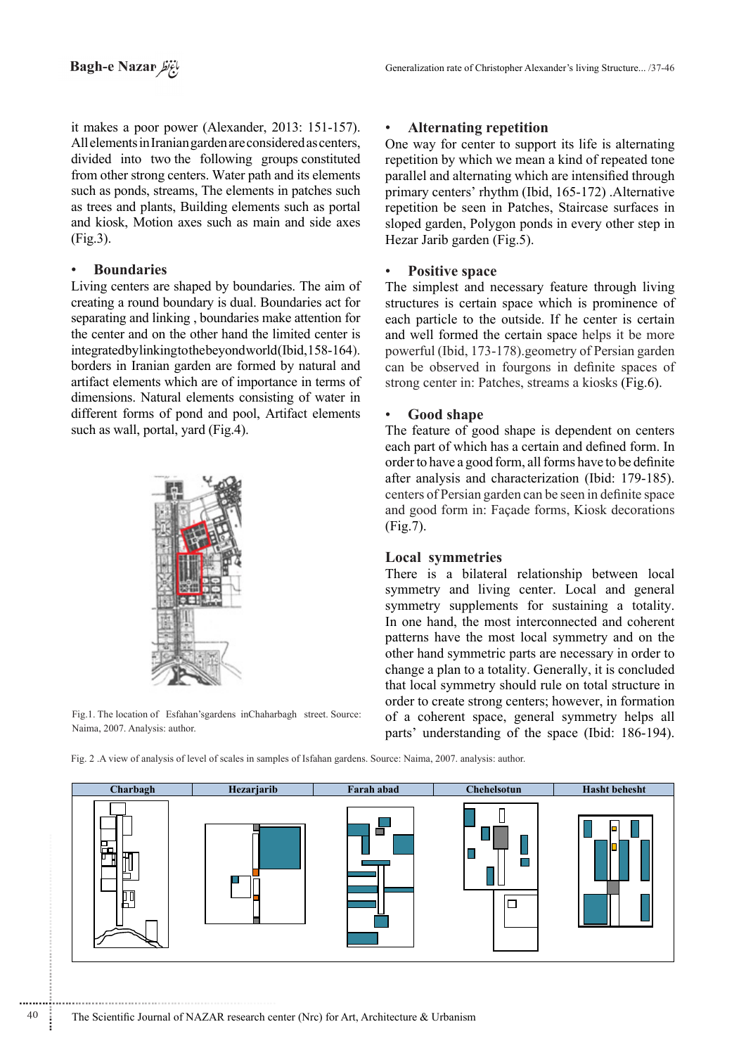it makes a poor power (Alexander, 2013: 151-157). All elements in Iranian garden are considered as centers, divided into two the following groups constituted from other strong centers. Water path and its elements such as ponds, streams, The elements in patches such as trees and plants, Building elements such as portal and kiosk, Motion axes such as main and side axes (Fig.3).

- **Boundaries**

Living centers are shaped by boundaries. The aim of creating a round boundary is dual. Boundaries act for separating and linking , boundaries make attention for the center and on the other hand the limited center is integrated by linking to the beyond world(Ibid,158-164). borders in Iranian garden are formed by natural and artifact elements which are of importance in terms of dimensions. Natural elements consisting of water in different forms of pond and pool, Artifact elements such as wall, portal, yard (Fig.4).

Fig.1. The location of Esfahan'sgardens inChaharbagh street. Source: Naima, 2007. Analysis: author.

- **Alternating repetition**

One way for center to support its life is alternating repetition by which we mean a kind of repeated tone parallel and alternating which are intensified through primary centers' rhythm (Ibid, 165-172) .Alternative repetition be seen in Patches, Staircase surfaces in sloped garden, Polygon ponds in every other step in Hezar Jarib garden (Fig.5).

- **Positive space**

The simplest and necessary feature through living structures is certain space which is prominence of each particle to the outside. If he center is certain and well formed the certain space helps it be more powerful (Ibid, 173-178).geometry of Persian garden can be observed in fourgons in definite spaces of strong center in: Patches, streams a kiosks (Fig.6).

- **Good shape**

The feature of good shape is dependent on centers each part of which has a certain and defined form. In order to have a good form, all forms have to be definite after analysis and characterization (Ibid: 179-185). centers of Persian garden can be seen in definite space and good form in: Façade forms, Kiosk decorations (Fig.7).

**Local symmetries**

There is a bilateral relationship between local symmetry and living center. Local and general symmetry supplements for sustaining a totality. In one hand, the most interconnected and coherent patterns have the most local symmetry and on the other hand symmetric parts are necessary in order to change a plan to a totality. Generally, it is concluded that local symmetry should rule on total structure in order to create strong centers; however, in formation of a coherent space, general symmetry helps all parts' understanding of the space (Ibid: 186-194).

Fig. 2 .A view of analysis of level of scales in samples of Isfahan gardens. Source: Naima, 2007. analysis: author.

| Charbagh | Hezarjarib | Farah abad | Chehelsotun | Hasht behesht |
|---|---|---|---|---|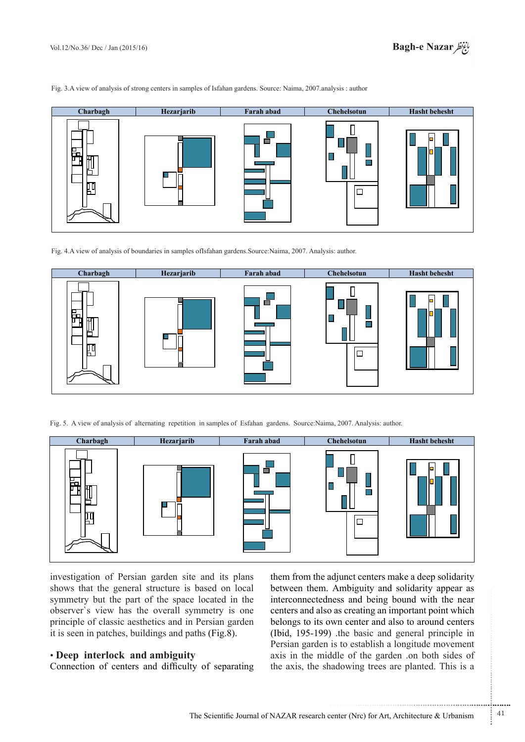Fig. 3.A view of analysis of strong centers in samples of Isfahan gardens. Source: Naima, 2007.analysis : author

| Charbagh | Hezarjarib | Farah abad | Chehelsotun | Hasht behesht |
|---|---|---|---|---|

Fig. 4.A view of analysis of boundaries in samples ofIsfahan gardens.Source:Naima, 2007. Analysis: author.

| Charbagh | Hezarjarib | Farah abad | Chehelsotun | Hasht behesht |
|---|---|---|---|---|

Fig. 5. A view of analysis of alternating repetition in samples of Esfahan gardens. Source:Naima, 2007. Analysis: author.

| Charbagh | Hezarjarib | Farah abad | Chehelsotun | Hasht behesht |
|---|---|---|---|---|

investigation of Persian garden site and its plans shows that the general structure is based on local symmetry but the part of the space located in the observer`s view has the overall symmetry is one principle of classic aesthetics and in Persian garden it is seen in patches, buildings and paths (Fig.8).

## • Deep interlock and ambiguity

Connection of centers and difficulty of separating them from the adjunct centers make a deep solidarity between them. Ambiguity and solidarity appear as interconnectedness and being bound with the near centers and also as creating an important point which belongs to its own center and also to around centers (Ibid, 195-199) .the basic and general principle in Persian garden is to establish a longitude movement axis in the middle of the garden .on both sides of the axis, the shadowing trees are planted. This is a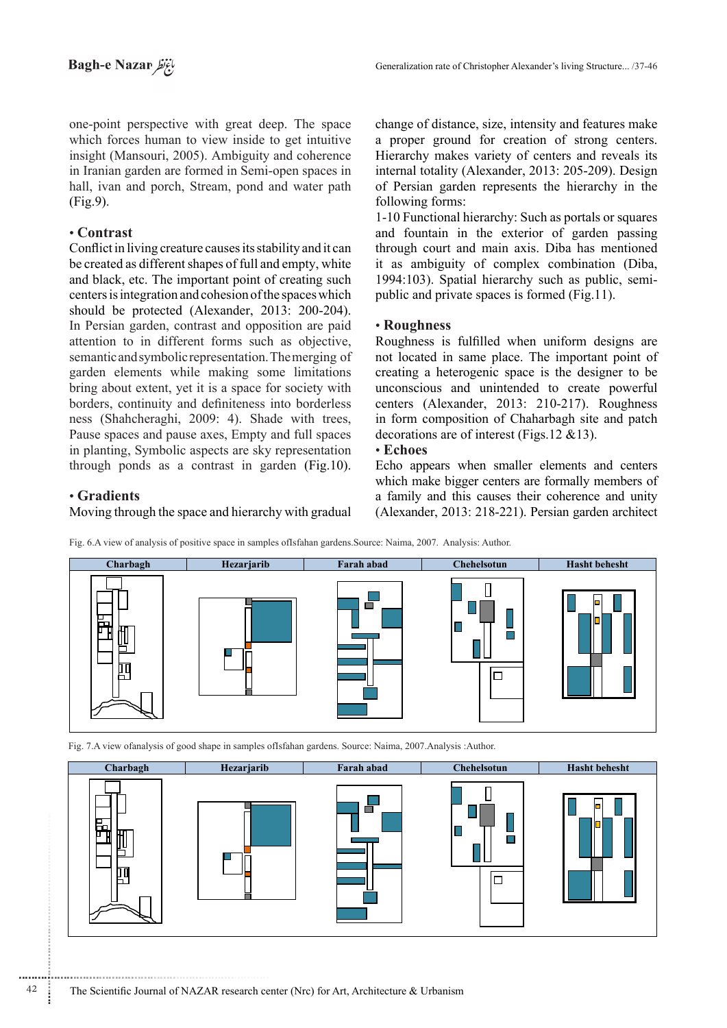one-point perspective with great deep. The space which forces human to view inside to get intuitive insight (Mansouri, 2005). Ambiguity and coherence in Iranian garden are formed in Semi-open spaces in hall, ivan and porch, Stream, pond and water path (Fig.9).

### • Contrast

Conflict in living creature causes its stability and it can be created as different shapes of full and empty, white and black, etc. The important point of creating such centers is integration and cohesion of the spaces which should be protected (Alexander, 2013: 200-204). In Persian garden, contrast and opposition are paid attention to in different forms such as objective, semantic and symbolic representation. The merging of garden elements while making some limitations bring about extent, yet it is a space for society with borders, continuity and definiteness into borderless ness (Shahcheraghi, 2009: 4). Shade with trees, Pause spaces and pause axes, Empty and full spaces in planting, Symbolic aspects are sky representation through ponds as a contrast in garden (Fig.10).

### • Gradients

Moving through the space and hierarchy with gradual change of distance, size, intensity and features make a proper ground for creation of strong centers. Hierarchy makes variety of centers and reveals its internal totality (Alexander, 2013: 205-209). Design of Persian garden represents the hierarchy in the following forms:

1-10 Functional hierarchy: Such as portals or squares and fountain in the exterior of garden passing through court and main axis. Diba has mentioned it as ambiguity of complex combination (Diba, 1994:103). Spatial hierarchy such as public, semi-public and private spaces is formed (Fig.11).

### • Roughness

Roughness is fulfilled when uniform designs are not located in same place. The important point of creating a heterogenic space is the designer to be unconscious and unintended to create powerful centers (Alexander, 2013: 210-217). Roughness in form composition of Chaharbagh site and patch decorations are of interest (Figs.12 &13).

### • Echoes

Echo appears when smaller elements and centers which make bigger centers are formally members of a family and this causes their coherence and unity (Alexander, 2013: 218-221). Persian garden architect

Fig. 6.A view of analysis of positive space in samples ofIsfahan gardens.Source: Naima, 2007. Analysis: Author.

| Charbagh | Hezarjarib | Farah abad | Chehelsotun | Hasht behesht |
|---|---|---|---|---|

Fig. 7.A view ofanalysis of good shape in samples ofIsfahan gardens. Source: Naima, 2007.Analysis :Author.

| Charbagh | Hezarjarib | Farah abad | Chehelsotun | Hasht behesht |
|---|---|---|---|---|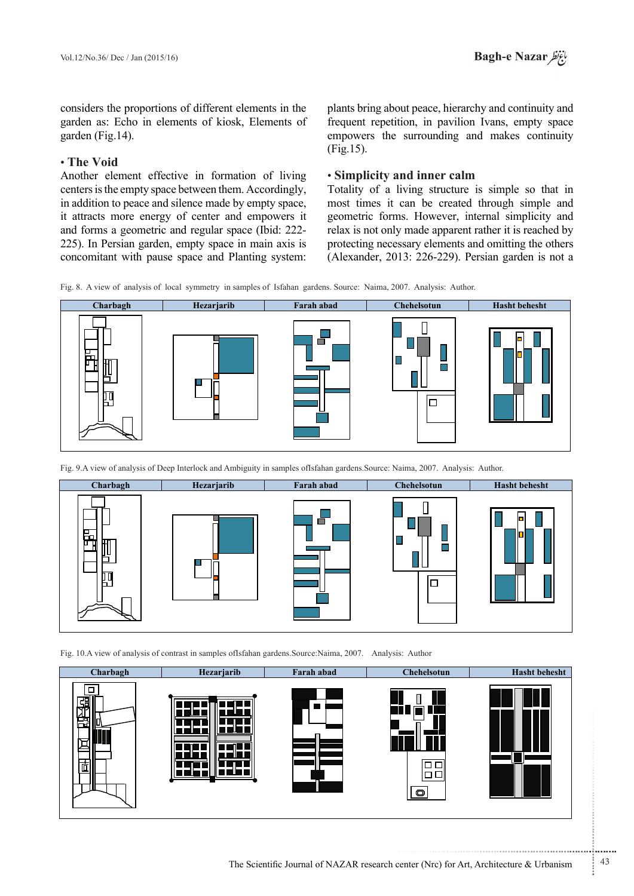considers the proportions of different elements in the garden as: Echo in elements of kiosk, Elements of garden (Fig.14).

### • The Void

Another element effective in formation of living centers is the empty space between them. Accordingly, in addition to peace and silence made by empty space, it attracts more energy of center and empowers it and forms a geometric and regular space (Ibid: 222-225). In Persian garden, empty space in main axis is concomitant with pause space and Planting system: plants bring about peace, hierarchy and continuity and frequent repetition, in pavilion Ivans, empty space empowers the surrounding and makes continuity (Fig.15).

### • Simplicity and inner calm

Totality of a living structure is simple so that in most times it can be created through simple and geometric forms. However, internal simplicity and relax is not only made apparent rather it is reached by protecting necessary elements and omitting the others (Alexander, 2013: 226-229). Persian garden is not a

Fig. 8. A view of analysis of local symmetry in samples of Isfahan gardens. Source: Naima, 2007. Analysis: Author.

| Charbagh | Hezarjarib | Farah abad | Chehelsotun | Hasht behesht |
|---|---|---|---|---|

Fig. 9.A view of analysis of Deep Interlock and Ambiguity in samples ofIsfahan gardens.Source: Naima, 2007. Analysis: Author.

| Charbagh | Hezarjarib | Farah abad | Chehelsotun | Hasht behesht |
|---|---|---|---|---|

Fig. 10.A view of analysis of contrast in samples ofIsfahan gardens.Source:Naima, 2007. Analysis: Author

| Charbagh | Hezarjarib | Farah abad | Chehelsotun | Hasht behesht |
|---|---|---|---|---|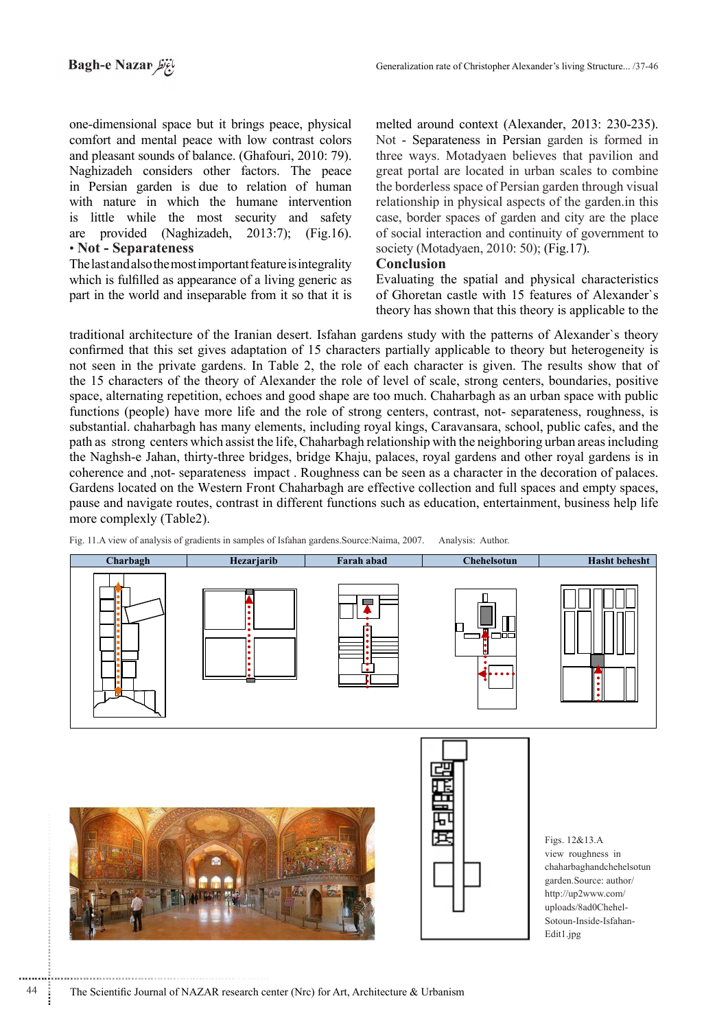one-dimensional space but it brings peace, physical comfort and mental peace with low contrast colors and pleasant sounds of balance. (Ghafouri, 2010: 79). Naghizadeh considers other factors. The peace in Persian garden is due to relation of human with nature in which the humane intervention is little while the most security and safety are provided (Naghizadeh, 2013:7); (Fig.16).

• **Not - Separateness**

The last and also the most important feature is integrality which is fulfilled as appearance of a living generic as part in the world and inseparable from it so that it is melted around context (Alexander, 2013: 230-235). Not - Separateness in Persian garden is formed in three ways. Motadyaen believes that pavilion and great portal are located in urban scales to combine the borderless space of Persian garden through visual relationship in physical aspects of the garden.in this case, border spaces of garden and city are the place of social interaction and continuity of government to society (Motadyaen, 2010: 50); (Fig.17).

## Conclusion

Evaluating the spatial and physical characteristics of Ghoretan castle with 15 features of Alexander`s theory has shown that this theory is applicable to the traditional architecture of the Iranian desert. Isfahan gardens study with the patterns of Alexander`s theory confirmed that this set gives adaptation of 15 characters partially applicable to theory but heterogeneity is not seen in the private gardens. In Table 2, the role of each character is given. The results show that of the 15 characters of the theory of Alexander the role of level of scale, strong centers, boundaries, positive space, alternating repetition, echoes and good shape are too much. Chaharbagh as an urban space with public functions (people) have more life and the role of strong centers, contrast, not- separateness, roughness, is substantial. chaharbagh has many elements, including royal kings, Caravansara, school, public cafes, and the path as strong centers which assist the life, Chaharbagh relationship with the neighboring urban areas including the Naghsh-e Jahan, thirty-three bridges, bridge Khaju, palaces, royal gardens and other royal gardens is in coherence and ,not- separateness impact . Roughness can be seen as a character in the decoration of palaces. Gardens located on the Western Front Chaharbagh are effective collection and full spaces and empty spaces, pause and navigate routes, contrast in different functions such as education, entertainment, business help life more complexly (Table2).

Fig. 11.A view of analysis of gradients in samples of Isfahan gardens.Source:Naima, 2007. Analysis: Author.

| Charbagh | Hezarjarib | Farah abad | Chehelsotun | Hasht behesht |
|---|---|---|---|---|

Figs. 12&13.A view roughness in chaharbaghandchehelsotun garden.Source: author/ http://up2www.com/uploads/8ad0Chehel-Sotoun-Inside-Isfahan-Edit1.jpg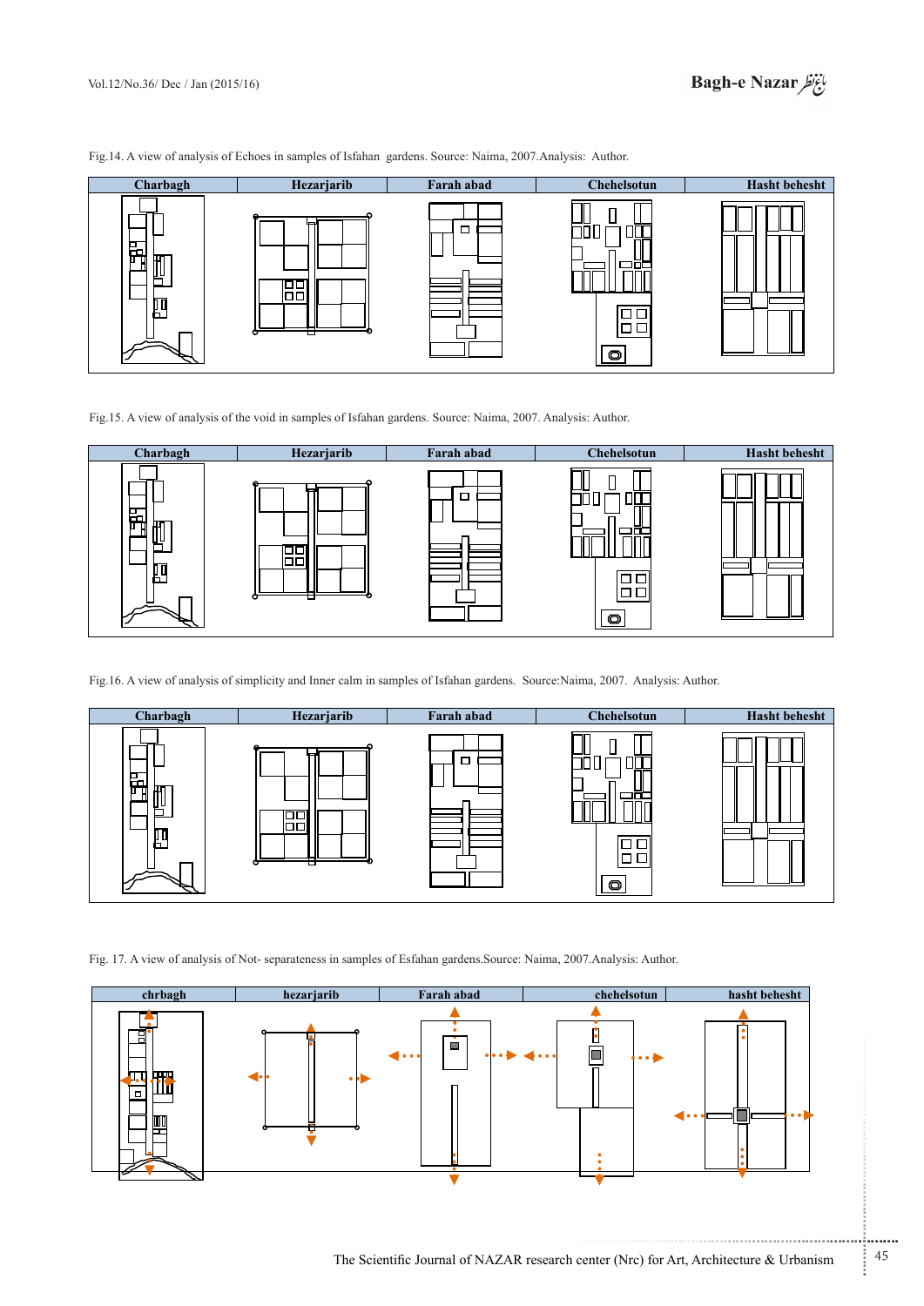Fig.14. A view of analysis of Echoes in samples of Isfahan gardens. Source: Naima, 2007.Analysis: Author.

| Charbagh | Hezarjarib | Farah abad | Chehelsotun | Hasht behesht |
| --- | --- | --- | --- | --- |

Fig.15. A view of analysis of the void in samples of Isfahan gardens. Source: Naima, 2007. Analysis: Author.

| Charbagh | Hezarjarib | Farah abad | Chehelsotun | Hasht behesht |
| --- | --- | --- | --- | --- |

Fig.16. A view of analysis of simplicity and Inner calm in samples of Isfahan gardens. Source:Naima, 2007. Analysis: Author.

| Charbagh | Hezarjarib | Farah abad | Chehelsotun | Hasht behesht |
| --- | --- | --- | --- | --- |

Fig. 17. A view of analysis of Not- separateness in samples of Esfahan gardens.Source: Naima, 2007.Analysis: Author.

| chrbagh | hezarjarib | Farah abad | chehelsotun | hasht behesht |
| --- | --- | --- | --- | --- |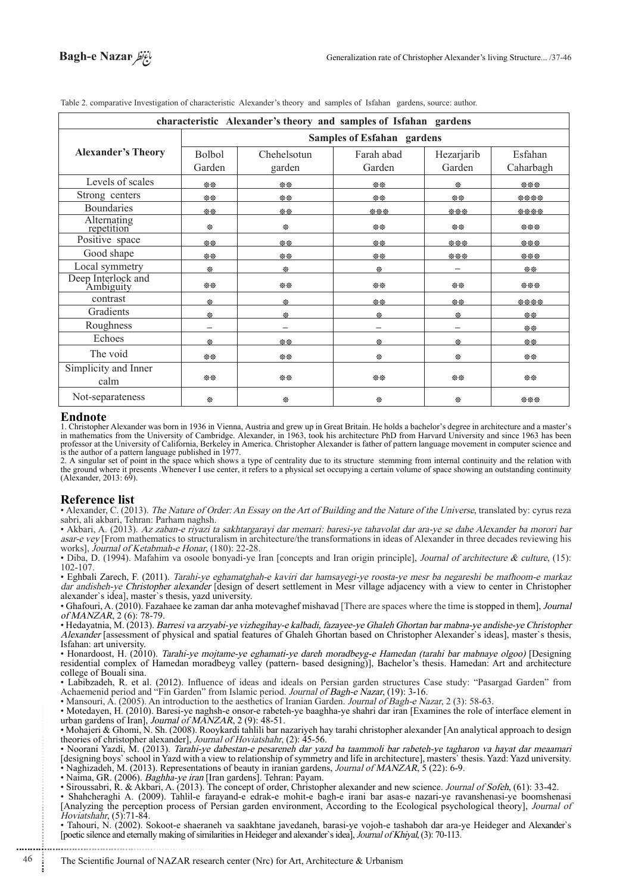Table 2. comparative Investigation of characteristic Alexander's theory and samples of Isfahan gardens, source: author.

| characteristic Alexander's theory and samples of Isfahan gardens | | | | | |
|---|---|---|---|---|---|
| Alexander's Theory | Samples of Isfahan gardens | | | | |
| | Bolbol Garden | Chehelsotun garden | Farah abad Garden | Hezarjarib Garden | Esfahan Caharbagh |
| Levels of scales | ❊❊ | ❊❊ | ❊❊ | ❊ | ❊❊❊ |
| Strong centers | ❊❊ | ❊❊ | ❊❊ | ❊❊ | ❊❊❊❊ |
| Boundaries | ❊❊ | ❊❊ | ❊❊❊ | ❊❊❊ | ❊❊❊❊ |
| Alternating repetition | ❊ | ❊ | ❊❊ | ❊❊ | ❊❊❊ |
| Positive space | ❊❊ | ❊❊ | ❊❊ | ❊❊❊ | ❊❊❊ |
| Good shape | ❊❊ | ❊❊ | ❊❊ | ❊❊❊ | ❊❊❊ |
| Local symmetry | ❊ | ❊ | ❊ | – | ❊❊ |
| Deep Interlock and Ambiguity | ❊❊ | ❊❊ | ❊❊ | ❊❊ | ❊❊❊ |
| contrast | ❊ | ❊ | ❊❊ | ❊❊ | ❊❊❊❊ |
| Gradients | ❊ | ❊ | ❊ | ❊ | ❊❊ |
| Roughness | – | – | – | – | ❊❊ |
| Echoes | ❊ | ❊❊ | ❊ | ❊ | ❊❊ |
| The void | ❊❊ | ❊❊ | ❊ | ❊ | ❊❊ |
| Simplicity and Inner calm | ❊❊ | ❊❊ | ❊❊ | ❊❊ | ❊❊ |
| Not-separateness | ❊ | ❊ | ❊ | ❊ | ❊❊❊ |

## Endnote

1. Christopher Alexander was born in 1936 in Vienna, Austria and grew up in Great Britain. He holds a bachelor's degree in architecture and a master's in mathematics from the University of Cambridge. Alexander, in 1963, took his architecture PhD from Harvard University and since 1963 has been professor at the University of California, Berkeley in America. Christopher Alexander is father of pattern language movement in computer science and is the author of a pattern language published in 1977.

2. A singular set of point in the space which shows a type of centrality due to its structure stemming from internal continuity and the relation with the ground where it presents .Whenever I use center, it refers to a physical set occupying a certain volume of space showing an outstanding continuity (Alexander, 2013: 69).

## Reference list

- Alexander, C. (2013). *The Nature of Order: An Essay on the Art of Building and the Nature of the Universe*, translated by: cyrus reza sabri, ali akbari, Tehran: Parham naghsh.
- Akbari, A. (2013). *Az zaban-e riyazi ta sakhtargarayi dar memari: baresi-ye tahavolat dar ara-ye se dahe Alexander ba morori bar asar-e vey* [From mathematics to structuralism in architecture/the transformations in ideas of Alexander in three decades reviewing his works], *Journal of Ketabmah-e Honar*, (180): 22-28.
- Diba, D. (1994). Mafahim va osoole bonyadi-ye Iran [concepts and Iran origin principle], *Journal of architecture & culture*, (15): 102-107.
- Eghbali Zarech, F. (2011). *Tarahi-ye eghamatghah-e kaviri dar hamsayegi-ye roosta-ye mesr ba negareshi be mafhoom-e markaz dar andisheh-ye Christopher alexander* [design of desert settlement in Mesr village adjacency with a view to center in Christopher alexander`s idea], master`s thesis, yazd university.
- Ghafouri, A. (2010). Fazahaee ke zaman dar anha motevaghef mishavad [There are spaces where the time is stopped in them], *Journal of MANZAR*, 2 (6): 78-79.
- Hedayatnia, M. (2013). *Barresi va arzyabi-ye vizhegihay-e kalbadi, fazayee-ye Ghaleh Ghortan bar mabna-ye andishe-ye Christopher Alexander* [assessment of physical and spatial features of Ghaleh Ghortan based on Christopher Alexander`s ideas], master`s thesis, Isfahan: art university.
- Honardoost, H. (2010). *Tarahi-ye mojtame-ye eghamati-ye dareh moradbeyg-e Hamedan (tarahi bar mabnaye olgoo)* [Designing residential complex of Hamedan moradbeyg valley (pattern- based designing)], Bachelor's thesis. Hamedan: Art and architecture college of Bouali sina.
- Labibzadeh, R. et al. (2012). Influence of ideas and ideals on Persian garden structures Case study: "Pasargad Garden" from Achaemenid period and "Fin Garden" from Islamic period. *Journal of Bagh-e Nazar*, (19): 3-16.
- Mansouri, A. (2005). An introduction to the aesthetics of Iranian Garden. *Journal of Bagh-e Nazar*, 2 (3): 58-63.
- Motedayen, H. (2010). Baresi-ye naghsh-e onsor-e rabeteh-ye baaghha-ye shahri dar iran [Examines the role of interface element in urban gardens of Iran], *Journal of MANZAR*, 2 (9): 48-51.
- Mohajeri & Ghomi, N. Sh. (2008). Rooykardi tahlili bar nazariyeh hay tarahi christopher alexander [An analytical approach to design theories of christopher alexander], *Journal of Hoviatshahr*, (2): 45-56.
- Noorani Yazdi, M. (2013). *Tarahi-ye dabestan-e pesareneh dar yazd ba taammoli bar rabeteh-ye tagharon va hayat dar meaamari* [designing boys` school in Yazd with a view to relationship of symmetry and life in architecture], masters` thesis. Yazd: Yazd university.
- Naghizadeh, M. (2013). Representations of beauty in iranian gardens, *Journal of MANZAR*, 5 (22): 6-9.
- Naima, GR. (2006). *Baghha-ye iran* [Iran gardens]. Tehran: Payam.
- Siroussabri, R. & Akbari, A. (2013). The concept of order, Christopher alexander and new science. *Journal of Sofeh*, (61): 33-42.
- Shahcheraghi A. (2009). Tahlil-e farayand-e edrak-e mohit-e bagh-e irani bar asas-e nazari-ye ravanshenasi-ye boomshenasi [Analyzing the perception process of Persian garden environment, According to the Ecological psychological theory], *Journal of Hoviatshahr*, (5):71-84.
- Tahouri, N. (2002). Sokoot-e shaeraneh va saakhtane javedaneh, barasi-ye vojoh-e tashaboh dar ara-ye Heideger and Alexander`s [poetic silence and eternally making of similarities in Heideger and alexander`s idea], *Journal of Khiyal*, (3): 70-113.